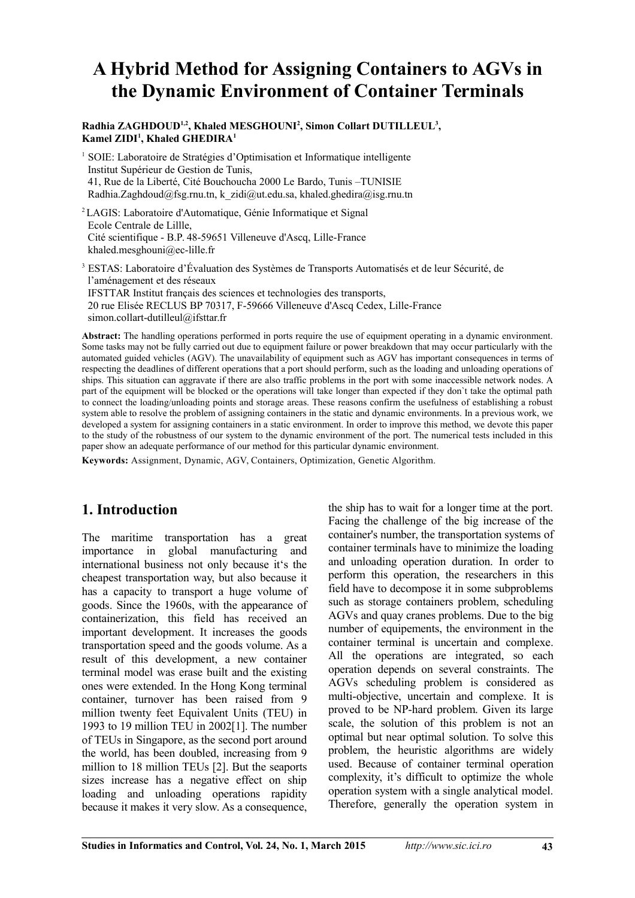# A Hybrid Method for Assigning Containers to AGVs in the Dynamic Environment of Container Terminals

**Radhia ZAGHDOUD[1,2], Khaled MESGHOUNI[2], Simon Collart DUTILLEUL[3], Kamel ZIDI[1], Khaled GHEDIRA[1]**

[1] SOIE: Laboratoire de Stratégies d'Optimisation et Informatique intelligente
Institut Supérieur de Gestion de Tunis,
41, Rue de la Liberté, Cité Bouchoucha 2000 Le Bardo, Tunis –TUNISIE
Radhia.Zaghdoud@fsg.rnu.tn, k_zidi@ut.edu.sa, khaled.ghedira@isg.rnu.tn

[2] LAGIS: Laboratoire d'Automatique, Génie Informatique et Signal
Ecole Centrale de Lillle,
Cité scientifique - B.P. 48-59651 Villeneuve d'Ascq, Lille-France
khaled.mesghouni@ec-lille.fr

[3] ESTAS: Laboratoire d'Évaluation des Systèmes de Transports Automatisés et de leur Sécurité, de l'aménagement et des réseaux
IFSTTAR Institut français des sciences et technologies des transports,
20 rue Elisée RECLUS BP 70317, F-59666 Villeneuve d'Ascq Cedex, Lille-France
simon.collart-dutilleul@ifsttar.fr

**Abstract:** The handling operations performed in ports require the use of equipment operating in a dynamic environment. Some tasks may not be fully carried out due to equipment failure or power breakdown that may occur particularly with the automated guided vehicles (AGV). The unavailability of equipment such as AGV has important consequences in terms of respecting the deadlines of different operations that a port should perform, such as the loading and unloading operations of ships. This situation can aggravate if there are also traffic problems in the port with some inaccessible network nodes. A part of the equipment will be blocked or the operations will take longer than expected if they don`t take the optimal path to connect the loading/unloading points and storage areas. These reasons confirm the usefulness of establishing a robust system able to resolve the problem of assigning containers in the static and dynamic environments. In a previous work, we developed a system for assigning containers in a static environment. In order to improve this method, we devote this paper to the study of the robustness of our system to the dynamic environment of the port. The numerical tests included in this paper show an adequate performance of our method for this particular dynamic environment.

**Keywords:** Assignment, Dynamic, AGV, Containers, Optimization, Genetic Algorithm.

## 1. Introduction

The maritime transportation has a great importance in global manufacturing and international business not only because it's the cheapest transportation way, but also because it has a capacity to transport a huge volume of goods. Since the 1960s, with the appearance of containerization, this field has received an important development. It increases the goods transportation speed and the goods volume. As a result of this development, a new container terminal model was erase built and the existing ones were extended. In the Hong Kong terminal container, turnover has been raised from 9 million twenty feet Equivalent Units (TEU) in 1993 to 19 million TEU in 2002[1]. The number of TEUs in Singapore, as the second port around the world, has been doubled, increasing from 9 million to 18 million TEUs [2]. But the seaports sizes increase has a negative effect on ship loading and unloading operations rapidity because it makes it very slow. As a consequence, the ship has to wait for a longer time at the port. Facing the challenge of the big increase of the container's number, the transportation systems of container terminals have to minimize the loading and unloading operation duration. In order to perform this operation, the researchers in this field have to decompose it in some subproblems such as storage containers problem, scheduling AGVs and quay cranes problems. Due to the big number of equipements, the environment in the container terminal is uncertain and complexe. All the operations are integrated, so each operation depends on several constraints. The AGVs scheduling problem is considered as multi-objective, uncertain and complexe. It is proved to be NP-hard problem. Given its large scale, the solution of this problem is not an optimal but near optimal solution. To solve this problem, the heuristic algorithms are widely used. Because of container terminal operation complexity, it's difficult to optimize the whole operation system with a single analytical model. Therefore, generally the operation system in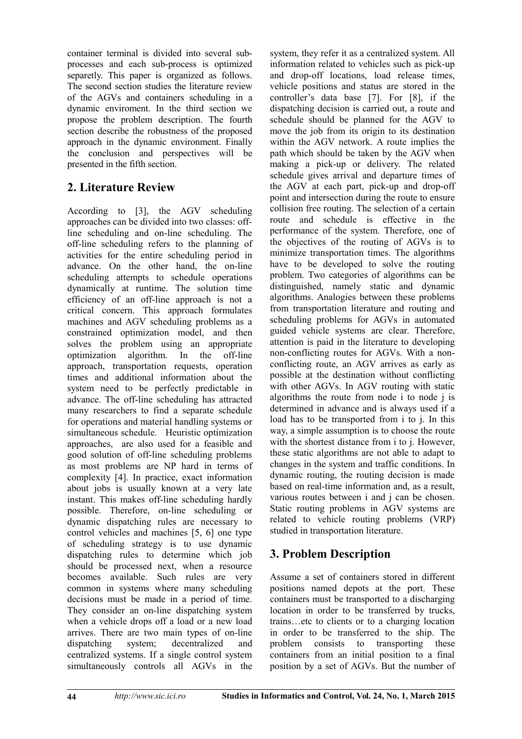container terminal is divided into several sub-processes and each sub-process is optimized separetly. This paper is organized as follows. The second section studies the literature review of the AGVs and containers scheduling in a dynamic enviroment. In the third section we propose the problem description. The fourth section describe the robustness of the proposed approach in the dynamic environment. Finally the conclusion and perspectives will be presented in the fifth section.

## 2. Literature Review

According to [3], the AGV scheduling approaches can be divided into two classes: off-line scheduling and on-line scheduling. The off-line scheduling refers to the planning of activities for the entire scheduling period in advance. On the other hand, the on-line scheduling attempts to schedule operations dynamically at runtime. The solution time efficiency of an off-line approach is not a critical concern. This approach formulates machines and AGV scheduling problems as a constrained optimization model, and then solves the problem using an appropriate optimization algorithm. In the off-line approach, transportation requests, operation times and additional information about the system need to be perfectly predictable in advance. The off-line scheduling has attracted many researchers to find a separate schedule for operations and material handling systems or simultaneous schedule. Heuristic optimization approaches, are also used for a feasible and good solution of off-line scheduling problems as most problems are NP hard in terms of complexity [4]. In practice, exact information about jobs is usually known at a very late instant. This makes off-line scheduling hardly possible. Therefore, on-line scheduling or dynamic dispatching rules are necessary to control vehicles and machines [5, 6] one type of scheduling strategy is to use dynamic dispatching rules to determine which job should be processed next, when a resource becomes available. Such rules are very common in systems where many scheduling decisions must be made in a period of time. They consider an on-line dispatching system when a vehicle drops off a load or a new load arrives. There are two main types of on-line dispatching system; decentralized and centralized systems. If a single control system simultaneously controls all AGVs in the system, they refer it as a centralized system. All information related to vehicles such as pick-up and drop-off locations, load release times, vehicle positions and status are stored in the controller's data base [7]. For [8], if the dispatching decision is carried out, a route and schedule should be planned for the AGV to move the job from its origin to its destination within the AGV network. A route implies the path which should be taken by the AGV when making a pick-up or delivery. The related schedule gives arrival and departure times of the AGV at each part, pick-up and drop-off point and intersection during the route to ensure collision free routing. The selection of a certain route and schedule is effective in the performance of the system. Therefore, one of the objectives of the routing of AGVs is to minimize transportation times. The algorithms have to be developed to solve the routing problem. Two categories of algorithms can be distinguished, namely static and dynamic algorithms. Analogies between these problems from transportation literature and routing and scheduling problems for AGVs in automated guided vehicle systems are clear. Therefore, attention is paid in the literature to developing non-conflicting routes for AGVs. With a non-conflicting route, an AGV arrives as early as possible at the destination without conflicting with other AGVs. In AGV routing with static algorithms the route from node i to node j is determined in advance and is always used if a load has to be transported from i to j. In this way, a simple assumption is to choose the route with the shortest distance from i to j. However, these static algorithms are not able to adapt to changes in the system and traffic conditions. In dynamic routing, the routing decision is made based on real-time information and, as a result, various routes between i and j can be chosen. Static routing problems in AGV systems are related to vehicle routing problems (VRP) studied in transportation literature.

## 3. Problem Description

Assume a set of containers stored in different positions named depots at the port. These containers must be transported to a discharging location in order to be transferred by trucks, trains…etc to clients or to a charging location in order to be transferred to the ship. The problem consists to transporting these containers from an initial position to a final position by a set of AGVs. But the number of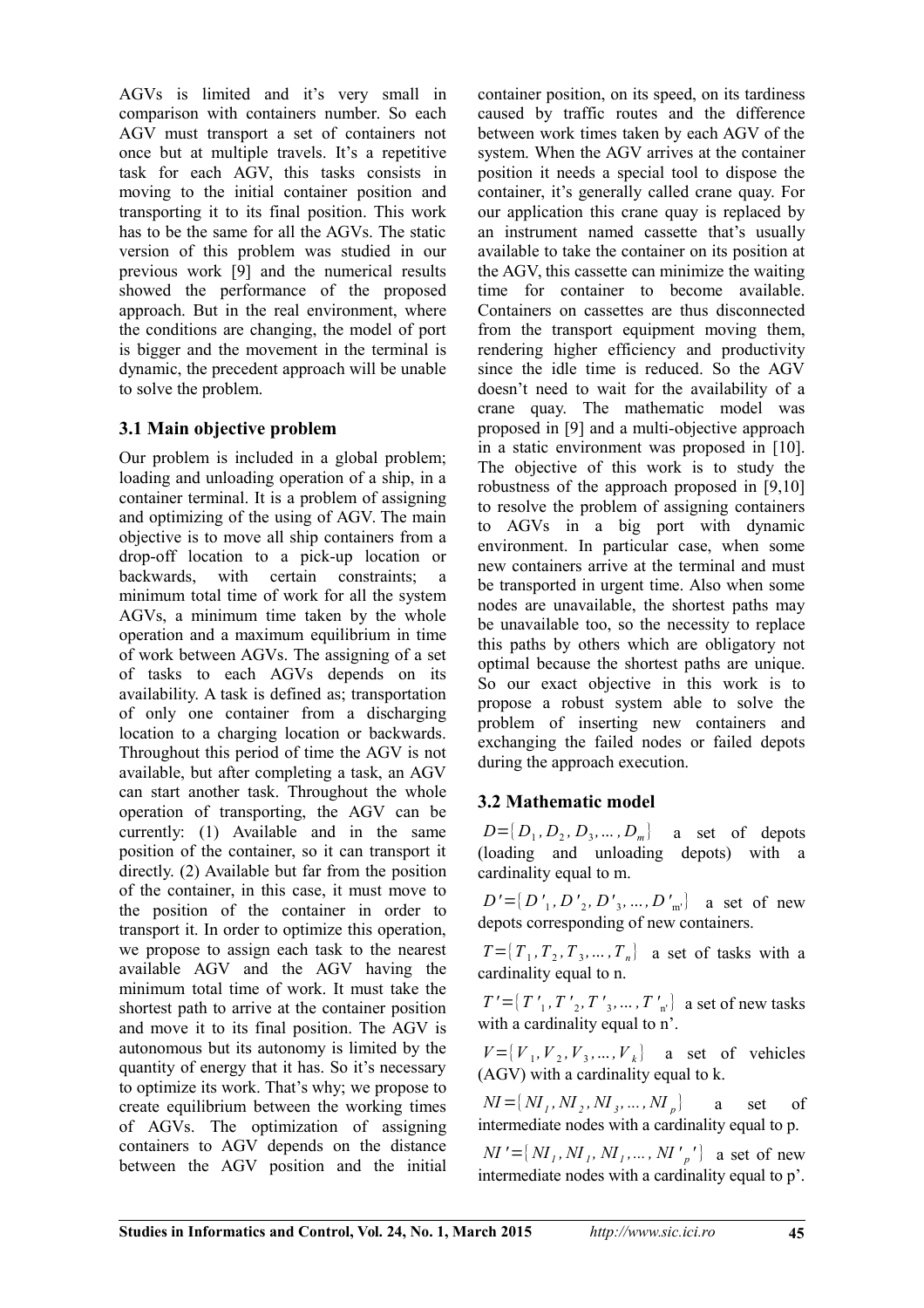AGVs is limited and it's very small in comparison with containers number. So each AGV must transport a set of containers not once but at multiple travels. It's a repetitive task for each AGV, this tasks consists in moving to the initial container position and transporting it to its final position. This work has to be the same for all the AGVs. The static version of this problem was studied in our previous work [9] and the numerical results showed the performance of the proposed approach. But in the real environment, where the conditions are changing, the model of port is bigger and the movement in the terminal is dynamic, the precedent approach will be unable to solve the problem.

### 3.1 Main objective problem

Our problem is included in a global problem; loading and unloading operation of a ship, in a container terminal. It is a problem of assigning and optimizing of the using of AGV. The main objective is to move all ship containers from a drop-off location to a pick-up location or backwards, with certain constraints; a minimum total time of work for all the system AGVs, a minimum time taken by the whole operation and a maximum equilibrium in time of work between AGVs. The assigning of a set of tasks to each AGVs depends on its availability. A task is defined as; transportation of only one container from a discharging location to a charging location or backwards. Throughout this period of time the AGV is not available, but after completing a task, an AGV can start another task. Throughout the whole operation of transporting, the AGV can be currently: (1) Available and in the same position of the container, so it can transport it directly. (2) Available but far from the position of the container, in this case, it must move to the position of the container in order to transport it. In order to optimize this operation, we propose to assign each task to the nearest available AGV and the AGV having the minimum total time of work. It must take the shortest path to arrive at the container position and move it to its final position. The AGV is autonomous but its autonomy is limited by the quantity of energy that it has. So it's necessary to optimize its work. That's why; we propose to create equilibrium between the working times of AGVs. The optimization of assigning containers to AGV depends on the distance between the AGV position and the initial container position, on its speed, on its tardiness caused by traffic routes and the difference between work times taken by each AGV of the system. When the AGV arrives at the container position it needs a special tool to dispose the container, it's generally called crane quay. For our application this crane quay is replaced by an instrument named cassette that's usually available to take the container on its position at the AGV, this cassette can minimize the waiting time for container to become available. Containers on cassettes are thus disconnected from the transport equipment moving them, rendering higher efficiency and productivity since the idle time is reduced. So the AGV doesn't need to wait for the availability of a crane quay. The mathematic model was proposed in [9] and a multi-objective approach in a static environment was proposed in [10]. The objective of this work is to study the robustness of the approach proposed in [9,10] to resolve the problem of assigning containers to AGVs in a big port with dynamic environment. In particular case, when some new containers arrive at the terminal and must be transported in urgent time. Also when some nodes are unavailable, the shortest paths may be unavailable too, so the necessity to replace this paths by others which are obligatory not optimal because the shortest paths are unique. So our exact objective in this work is to propose a robust system able to solve the problem of inserting new containers and exchanging the failed nodes or failed depots during the approach execution.

### 3.2 Mathematic model

$D = \{D_1, D_2, D_3, \ldots, D_m\}$ a set of depots (loading and unloading depots) with a cardinality equal to m.

$D' = \{D'_1, D'_2, D'_3, \ldots, D'_{m'}\}$ a set of new depots corresponding of new containers.

$T = \{T_1, T_2, T_3, \ldots, T_n\}$ a set of tasks with a cardinality equal to n.

$T' = \{T'_1, T'_2, T'_3, \ldots, T'_{n'}\}$ a set of new tasks with a cardinality equal to n'.

$V = \{V_1, V_2, V_3, \ldots, V_k\}$ a set of vehicles (AGV) with a cardinality equal to k.

$NI = \{NI_1, NI_2, NI_3, \ldots, NI_p\}$ a set of intermediate nodes with a cardinality equal to p.

$NI' = \{NI_1, NI_1, NI_1, \ldots, NI'_p{}'\}$ a set of new intermediate nodes with a cardinality equal to p'.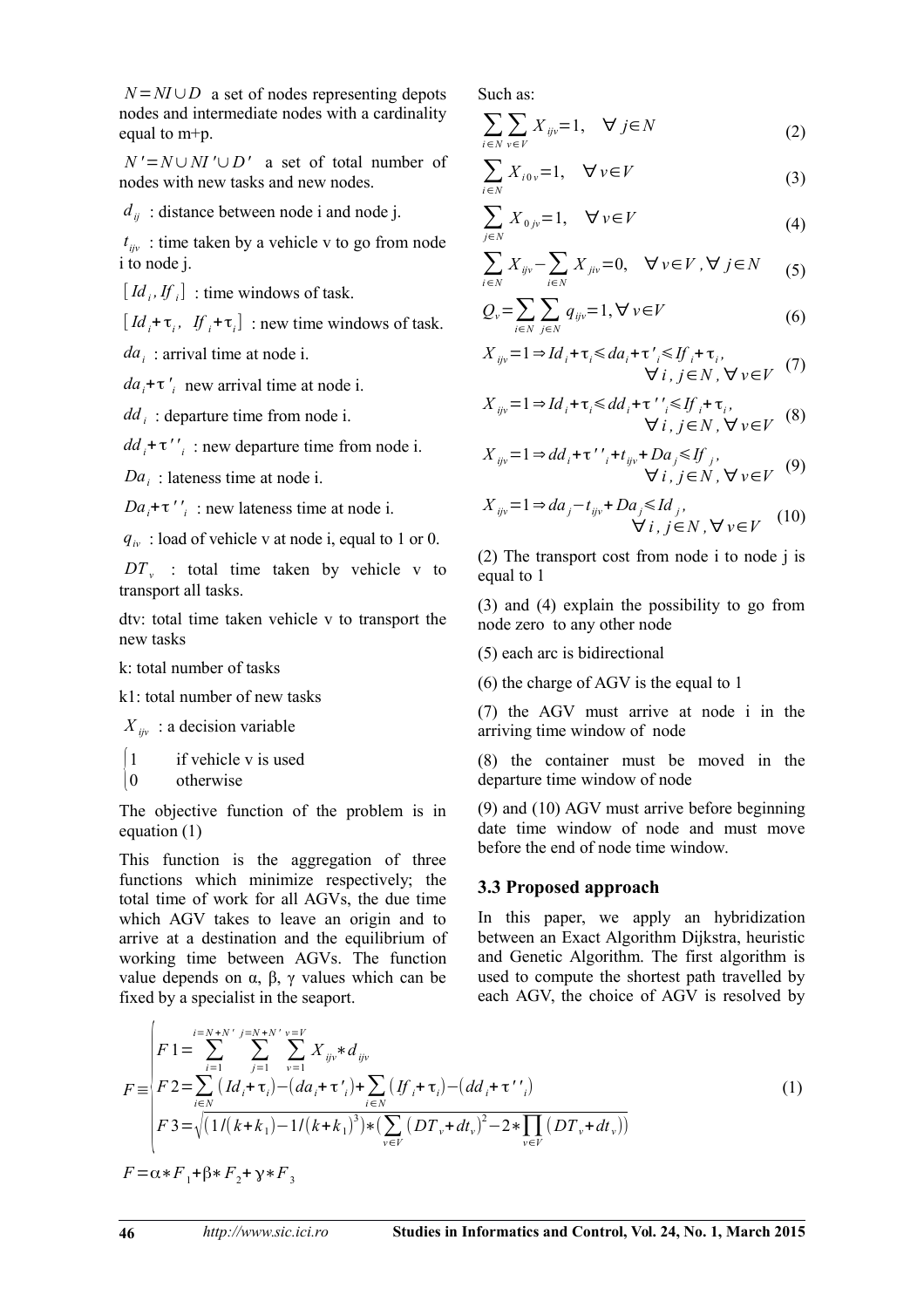$N = NI \cup D$ a set of nodes representing depots nodes and intermediate nodes with a cardinality equal to m+p.

$N' = N \cup NI' \cup D'$ a set of total number of nodes with new tasks and new nodes.

$d_{ij}$ : distance between node i and node j.

$t_{ijv}$ : time taken by a vehicle v to go from node i to node j.

$[Id_i, If_i]$ : time windows of task.

$[Id_i + \tau_i,\ If_i + \tau_i]$ : new time windows of task.

$da_i$ : arrival time at node i.

$da_i + \tau'_i$ new arrival time at node i.

$dd_i$ : departure time from node i.

$dd_i + \tau''_i$ : new departure time from node i.

$Da_i$ : lateness time at node i.

$Da_i + \tau''_i$ : new lateness time at node i.

$q_{iv}$ : load of vehicle v at node i, equal to 1 or 0.

$DT_v$ : total time taken by vehicle v to transport all tasks.

dtv: total time taken vehicle v to transport the new tasks

k: total number of tasks

k1: total number of new tasks

$X_{ijv}$ : a decision variable

$$\begin{cases} 1 & \text{if vehicle v is used} \\ 0 & \text{otherwise} \end{cases}$$

The objective function of the problem is in equation (1)

This function is the aggregation of three functions which minimize respectively; the total time of work for all AGVs, the due time which AGV takes to leave an origin and to arrive at a destination and the equilibrium of working time between AGVs. The function value depends on α, β, γ values which can be fixed by a specialist in the seaport.

Such as:

$$\sum_{i \in N} \sum_{v \in V} X_{ijv} = 1, \quad \forall\ j \in N \tag{2}$$

$$\sum_{i \in N} X_{i0v} = 1, \quad \forall v \in V \tag{3}$$

$$\sum_{j \in N} X_{0jv} = 1, \quad \forall v \in V \tag{4}$$

$$\sum_{i \in N} X_{ijv} - \sum_{i \in N} X_{jiv} = 0, \quad \forall v \in V, \forall\ j \in N \tag{5}$$

$$Q_v = \sum_{i \in N} \sum_{j \in N} q_{ijv} = 1, \forall v \in V \tag{6}$$

$$X_{ijv} = 1 \Rightarrow Id_i + \tau_i \leqslant da_i + \tau'_i \leqslant If_i + \tau_i, \quad \forall\ i, j \in N, \forall v \in V \tag{7}$$

$$X_{ijv} = 1 \Rightarrow Id_i + \tau_i \leqslant dd_i + \tau''_i \leqslant If_i + \tau_i, \quad \forall\ i, j \in N, \forall v \in V \tag{8}$$

$$X_{ijv} = 1 \Rightarrow dd_i + \tau''_i + t_{ijv} + Da_j \leqslant If_j, \quad \forall\ i, j \in N, \forall v \in V \tag{9}$$

$$X_{ijv} = 1 \Rightarrow da_j - t_{ijv} + Da_j \leqslant Id_j, \quad \forall\ i, j \in N, \forall v \in V \tag{10}$$

(2) The transport cost from node i to node j is equal to 1

(3) and (4) explain the possibility to go from node zero to any other node

(5) each arc is bidirectional

(6) the charge of AGV is the equal to 1

(7) the AGV must arrive at node i in the arriving time window of node

(8) the container must be moved in the departure time window of node

(9) and (10) AGV must arrive before beginning date time window of node and must move before the end of node time window.

### 3.3 Proposed approach

In this paper, we apply an hybridization between an Exact Algorithm Dijkstra, heuristic and Genetic Algorithm. The first algorithm is used to compute the shortest path travelled by each AGV, the choice of AGV is resolved by

$$F \equiv \begin{cases} F1 = \displaystyle\sum_{i=1}^{i=N+N'} \sum_{j=1}^{j=N+N'} \sum_{v=1}^{v=V} X_{ijv} * d_{ijv} \\ F2 = \displaystyle\sum_{i \in N} (Id_i + \tau_i) - (da_i + \tau'_i) + \sum_{i \in N} (If_i + \tau_i) - (dd_i + \tau''_i) \\ F3 = \sqrt{(1/(k+k_1) - 1/(k+k_1)^3) * (\displaystyle\sum_{v \in V} (DT_v + dt_v)^2 - 2 * \prod_{v \in V} (DT_v + dt_v))} \end{cases} \tag{1}$$

$$F = \alpha * F_1 + \beta * F_2 + \gamma * F_3$$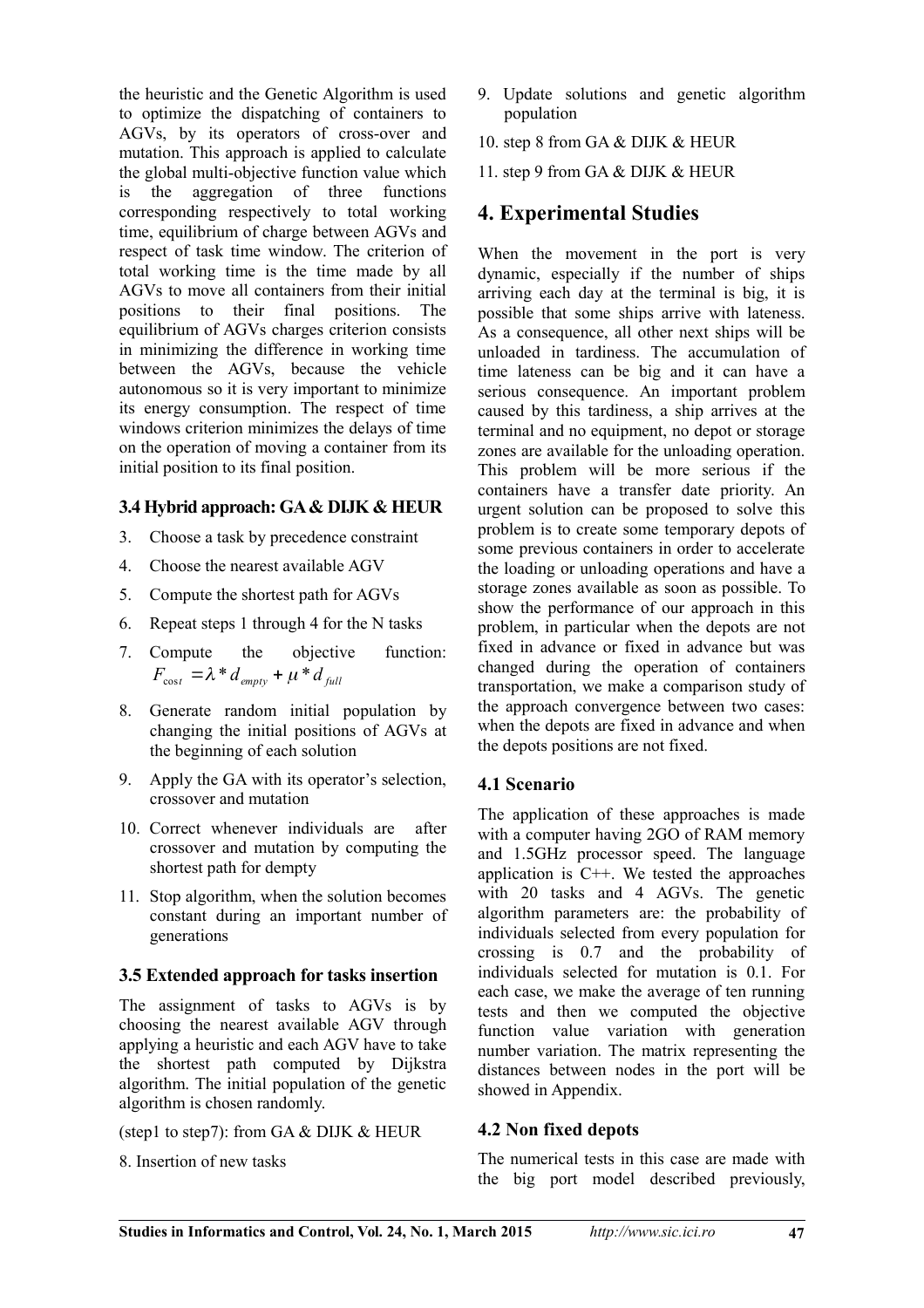the heuristic and the Genetic Algorithm is used to optimize the dispatching of containers to AGVs, by its operators of cross-over and mutation. This approach is applied to calculate the global multi-objective function value which is the aggregation of three functions corresponding respectively to total working time, equilibrium of charge between AGVs and respect of task time window. The criterion of total working time is the time made by all AGVs to move all containers from their initial positions to their final positions. The equilibrium of AGVs charges criterion consists in minimizing the difference in working time between the AGVs, because the vehicle autonomous so it is very important to minimize its energy consumption. The respect of time windows criterion minimizes the delays of time on the operation of moving a container from its initial position to its final position.

### 3.4 Hybrid approach: GA & DIJK & HEUR

3. Choose a task by precedence constraint
4. Choose the nearest available AGV
5. Compute the shortest path for AGVs
6. Repeat steps 1 through 4 for the N tasks
7. Compute the objective function: $F_{\cos t} = \lambda * d_{empty} + \mu * d_{full}$
8. Generate random initial population by changing the initial positions of AGVs at the beginning of each solution
9. Apply the GA with its operator's selection, crossover and mutation
10. Correct whenever individuals are after crossover and mutation by computing the shortest path for dempty
11. Stop algorithm, when the solution becomes constant during an important number of generations

### 3.5 Extended approach for tasks insertion

The assignment of tasks to AGVs is by choosing the nearest available AGV through applying a heuristic and each AGV have to take the shortest path computed by Dijkstra algorithm. The initial population of the genetic algorithm is chosen randomly.

(step1 to step7): from GA & DIJK & HEUR

8. Insertion of new tasks
9. Update solutions and genetic algorithm population
10. step 8 from GA & DIJK & HEUR
11. step 9 from GA & DIJK & HEUR

## 4. Experimental Studies

When the movement in the port is very dynamic, especially if the number of ships arriving each day at the terminal is big, it is possible that some ships arrive with lateness. As a consequence, all other next ships will be unloaded in tardiness. The accumulation of time lateness can be big and it can have a serious consequence. An important problem caused by this tardiness, a ship arrives at the terminal and no equipment, no depot or storage zones are available for the unloading operation. This problem will be more serious if the containers have a transfer date priority. An urgent solution can be proposed to solve this problem is to create some temporary depots of some previous containers in order to accelerate the loading or unloading operations and have a storage zones available as soon as possible. To show the performance of our approach in this problem, in particular when the depots are not fixed in advance or fixed in advance but was changed during the operation of containers transportation, we make a comparison study of the approach convergence between two cases: when the depots are fixed in advance and when the depots positions are not fixed.

### 4.1 Scenario

The application of these approaches is made with a computer having 2GO of RAM memory and 1.5GHz processor speed. The language application is C++. We tested the approaches with 20 tasks and 4 AGVs. The genetic algorithm parameters are: the probability of individuals selected from every population for crossing is 0.7 and the probability of individuals selected for mutation is 0.1. For each case, we make the average of ten running tests and then we computed the objective function value variation with generation number variation. The matrix representing the distances between nodes in the port will be showed in Appendix.

### 4.2 Non fixed depots

The numerical tests in this case are made with the big port model described previously,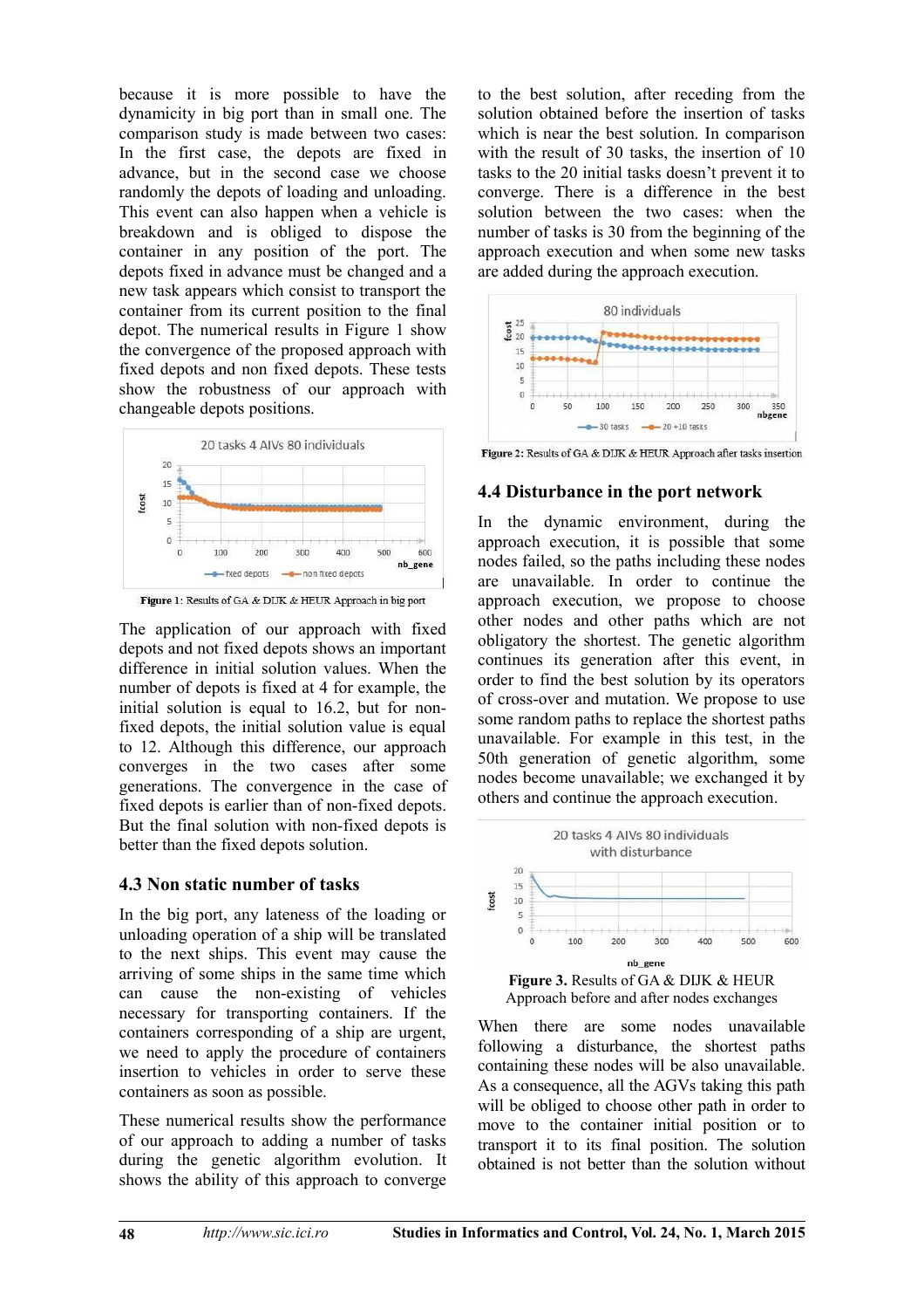because it is more possible to have the dynamicity in big port than in small one. The comparison study is made between two cases: In the first case, the depots are fixed in advance, but in the second case we choose randomly the depots of loading and unloading. This event can also happen when a vehicle is breakdown and is obliged to dispose the container in any position of the port. The depots fixed in advance must be changed and a new task appears which consist to transport the container from its current position to the final depot. The numerical results in Figure 1 show the convergence of the proposed approach with fixed depots and non fixed depots. These tests show the robustness of our approach with changeable depots positions.

Figure 1: Results of GA & DIJK & HEUR Approach in big port

The application of our approach with fixed depots and not fixed depots shows an important difference in initial solution values. When the number of depots is fixed at 4 for example, the initial solution is equal to 16.2, but for non-fixed depots, the initial solution value is equal to 12. Although this difference, our approach converges in the two cases after some generations. The convergence in the case of fixed depots is earlier than of non-fixed depots. But the final solution with non-fixed depots is better than the fixed depots solution.

### 4.3 Non static number of tasks

In the big port, any lateness of the loading or unloading operation of a ship will be translated to the next ships. This event may cause the arriving of some ships in the same time which can cause the non-existing of vehicles necessary for transporting containers. If the containers corresponding of a ship are urgent, we need to apply the procedure of containers insertion to vehicles in order to serve these containers as soon as possible.

These numerical results show the performance of our approach to adding a number of tasks during the genetic algorithm evolution. It shows the ability of this approach to converge to the best solution, after receding from the solution obtained before the insertion of tasks which is near the best solution. In comparison with the result of 30 tasks, the insertion of 10 tasks to the 20 initial tasks doesn't prevent it to converge. There is a difference in the best solution between the two cases: when the number of tasks is 30 from the beginning of the approach execution and when some new tasks are added during the approach execution.

Figure 2: Results of GA & DIJK & HEUR Approach after tasks insertion

### 4.4 Disturbance in the port network

In the dynamic environment, during the approach execution, it is possible that some nodes failed, so the paths including these nodes are unavailable. In order to continue the approach execution, we propose to choose other nodes and other paths which are not obligatory the shortest. The genetic algorithm continues its generation after this event, in order to find the best solution by its operators of cross-over and mutation. We propose to use some random paths to replace the shortest paths unavailable. For example in this test, in the 50th generation of genetic algorithm, some nodes become unavailable; we exchanged it by others and continue the approach execution.

**Figure 3.** Results of GA & DIJK & HEUR Approach before and after nodes exchanges

When there are some nodes unavailable following a disturbance, the shortest paths containing these nodes will be also unavailable. As a consequence, all the AGVs taking this path will be obliged to choose other path in order to move to the container initial position or to transport it to its final position. The solution obtained is not better than the solution without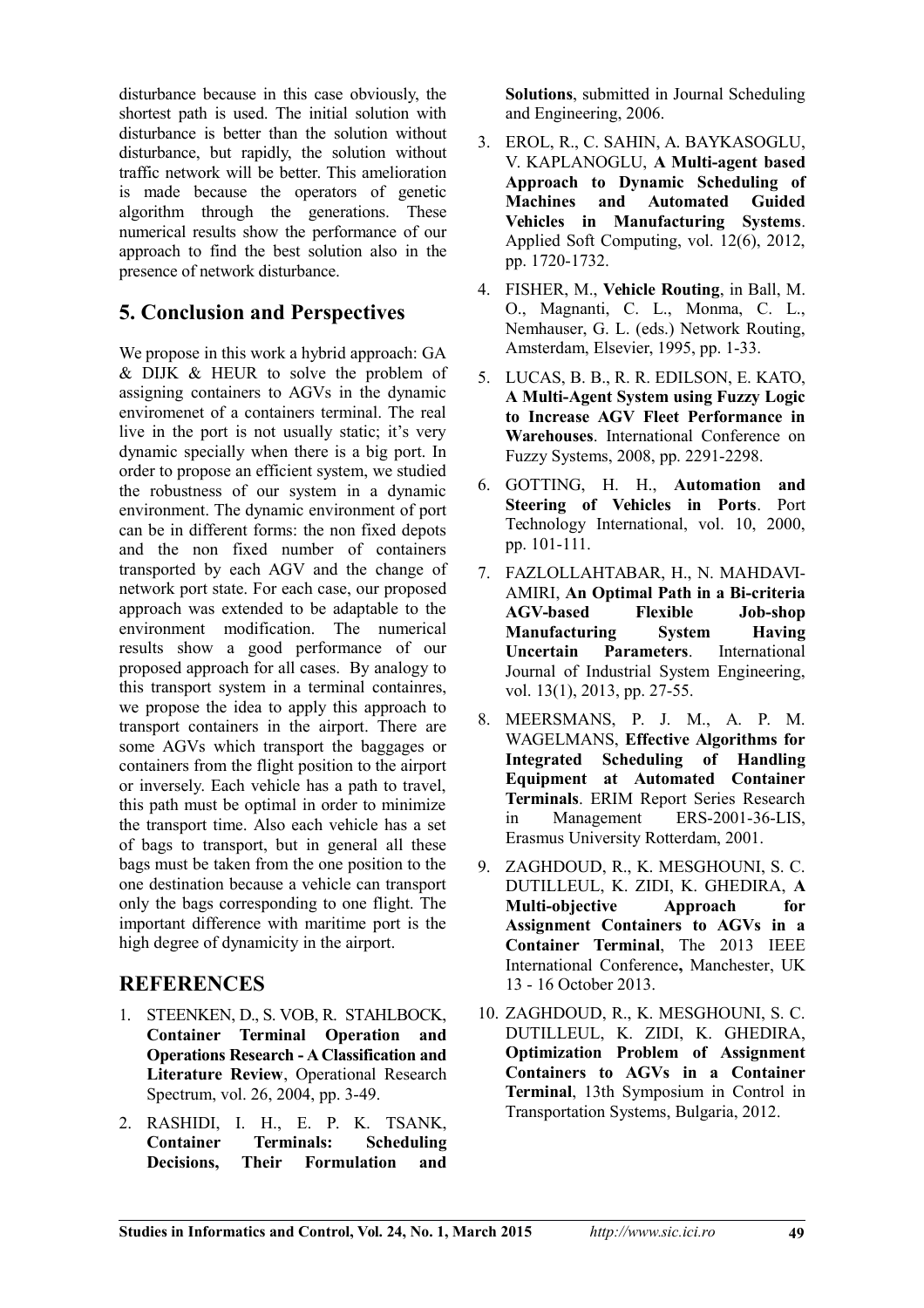disturbance because in this case obviously, the shortest path is used. The initial solution with disturbance is better than the solution without disturbance, but rapidly, the solution without traffic network will be better. This amelioration is made because the operators of genetic algorithm through the generations. These numerical results show the performance of our approach to find the best solution also in the presence of network disturbance.

## 5. Conclusion and Perspectives

We propose in this work a hybrid approach: GA & DIJK & HEUR to solve the problem of assigning containers to AGVs in the dynamic enviromenet of a containers terminal. The real live in the port is not usually static; it's very dynamic specially when there is a big port. In order to propose an efficient system, we studied the robustness of our system in a dynamic environment. The dynamic environment of port can be in different forms: the non fixed depots and the non fixed number of containers transported by each AGV and the change of network port state. For each case, our proposed approach was extended to be adaptable to the environment modification. The numerical results show a good performance of our proposed approach for all cases. By analogy to this transport system in a terminal containres, we propose the idea to apply this approach to transport containers in the airport. There are some AGVs which transport the baggages or containers from the flight position to the airport or inversely. Each vehicle has a path to travel, this path must be optimal in order to minimize the transport time. Also each vehicle has a set of bags to transport, but in general all these bags must be taken from the one position to the one destination because a vehicle can transport only the bags corresponding to one flight. The important difference with maritime port is the high degree of dynamicity in the airport.

## REFERENCES

1. STEENKEN, D., S. VOB, R. STAHLBOCK, **Container Terminal Operation and Operations Research - A Classification and Literature Review**, Operational Research Spectrum, vol. 26, 2004, pp. 3-49.
2. RASHIDI, I. H., E. P. K. TSANK, **Container Terminals: Scheduling Decisions, Their Formulation and Solutions**, submitted in Journal Scheduling and Engineering, 2006.
3. EROL, R., C. SAHIN, A. BAYKASOGLU, V. KAPLANOGLU, **A Multi-agent based Approach to Dynamic Scheduling of Machines and Automated Guided Vehicles in Manufacturing Systems**. Applied Soft Computing, vol. 12(6), 2012, pp. 1720-1732.
4. FISHER, M., **Vehicle Routing**, in Ball, M. O., Magnanti, C. L., Monma, C. L., Nemhauser, G. L. (eds.) Network Routing, Amsterdam, Elsevier, 1995, pp. 1-33.
5. LUCAS, B. B., R. R. EDILSON, E. KATO, **A Multi-Agent System using Fuzzy Logic to Increase AGV Fleet Performance in Warehouses**. International Conference on Fuzzy Systems, 2008, pp. 2291-2298.
6. GOTTING, H. H., **Automation and Steering of Vehicles in Ports**. Port Technology International, vol. 10, 2000, pp. 101-111.
7. FAZLOLLAHTABAR, H., N. MAHDAVI-AMIRI, **An Optimal Path in a Bi-criteria AGV-based Flexible Job-shop Manufacturing System Having Uncertain Parameters**. International Journal of Industrial System Engineering, vol. 13(1), 2013, pp. 27-55.
8. MEERSMANS, P. J. M., A. P. M. WAGELMANS, **Effective Algorithms for Integrated Scheduling of Handling Equipment at Automated Container Terminals**. ERIM Report Series Research in Management ERS-2001-36-LIS, Erasmus University Rotterdam, 2001.
9. ZAGHDOUD, R., K. MESGHOUNI, S. C. DUTILLEUL, K. ZIDI, K. GHEDIRA, **A Multi-objective Approach for Assignment Containers to AGVs in a Container Terminal**, The 2013 IEEE International Conference**,** Manchester, UK 13 - 16 October 2013.
10. ZAGHDOUD, R., K. MESGHOUNI, S. C. DUTILLEUL, K. ZIDI, K. GHEDIRA, **Optimization Problem of Assignment Containers to AGVs in a Container Terminal**, 13th Symposium in Control in Transportation Systems, Bulgaria, 2012.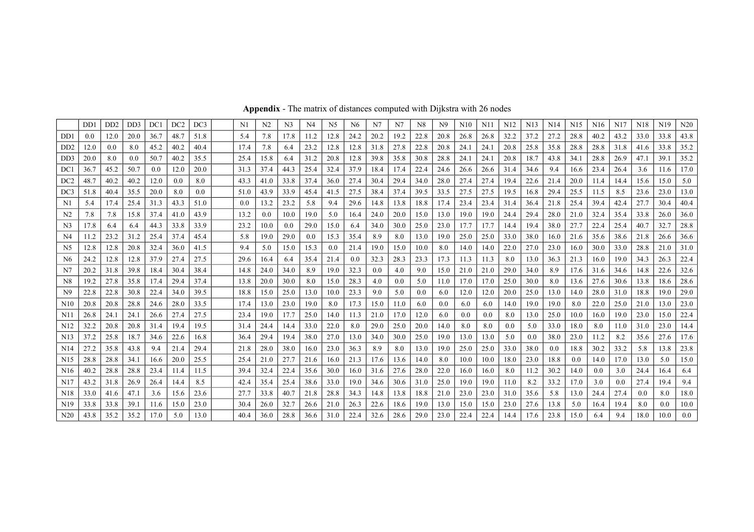**Appendix** - The matrix of distances computed with Dijkstra with 26 nodes

| | DD1 | DD2 | DD3 | DC1 | DC2 | DC3 | | N1 | N2 | N3 | N4 | N5 | N6 | N7 | N7 | N8 | N9 | N10 | N11 | N12 | N13 | N14 | N15 | N16 | N17 | N18 | N19 | N20 |
|---|---|---|---|---|---|---|---|---|---|---|---|---|---|---|---|---|---|---|---|---|---|---|---|---|---|---|---|---|
| DD1 | 0.0 | 12.0 | 20.0 | 36.7 | 48.7 | 51.8 | | 5.4 | 7.8 | 17.8 | 11.2 | 12.8 | 24.2 | 20.2 | 19.2 | 22.8 | 20.8 | 26.8 | 26.8 | 32.2 | 37.2 | 27.2 | 28.8 | 40.2 | 43.2 | 33.0 | 33.8 | 43.8 |
| DD2 | 12.0 | 0.0 | 8.0 | 45.2 | 40.2 | 40.4 | | 17.4 | 7.8 | 6.4 | 23.2 | 12.8 | 12.8 | 31.8 | 27.8 | 22.8 | 20.8 | 24.1 | 24.1 | 20.8 | 25.8 | 35.8 | 28.8 | 28.8 | 31.8 | 41.6 | 33.8 | 35.2 |
| DD3 | 20.0 | 8.0 | 0.0 | 50.7 | 40.2 | 35.5 | | 25.4 | 15.8 | 6.4 | 31.2 | 20.8 | 12.8 | 39.8 | 35.8 | 30.8 | 28.8 | 24.1 | 24.1 | 20.8 | 18.7 | 43.8 | 34.1 | 28.8 | 26.9 | 47.1 | 39.1 | 35.2 |
| DC1 | 36.7 | 45.2 | 50.7 | 0.0 | 12.0 | 20.0 | | 31.3 | 37.4 | 44.3 | 25.4 | 32.4 | 37.9 | 18.4 | 17.4 | 22.4 | 24.6 | 26.6 | 26.6 | 31.4 | 34.6 | 9.4 | 16.6 | 23.4 | 26.4 | 3.6 | 11.6 | 17.0 |
| DC2 | 48.7 | 40.2 | 40.2 | 12.0 | 0.0 | 8.0 | | 43.3 | 41.0 | 33.8 | 37.4 | 36.0 | 27.4 | 30.4 | 29.4 | 34.0 | 28.0 | 27.4 | 27.4 | 19.4 | 22.6 | 21.4 | 20.0 | 11.4 | 14.4 | 15.6 | 15.0 | 5.0 |
| DC3 | 51.8 | 40.4 | 35.5 | 20.0 | 8.0 | 0.0 | | 51.0 | 43.9 | 33.9 | 45.4 | 41.5 | 27.5 | 38.4 | 37.4 | 39.5 | 33.5 | 27.5 | 27.5 | 19.5 | 16.8 | 29.4 | 25.5 | 11.5 | 8.5 | 23.6 | 23.0 | 13.0 |
| N1 | 5.4 | 17.4 | 25.4 | 31.3 | 43.3 | 51.0 | | 0.0 | 13.2 | 23.2 | 5.8 | 9.4 | 29.6 | 14.8 | 13.8 | 18.8 | 17.4 | 23.4 | 23.4 | 31.4 | 36.4 | 21.8 | 25.4 | 39.4 | 42.4 | 27.7 | 30.4 | 40.4 |
| N2 | 7.8 | 7.8 | 15.8 | 37.4 | 41.0 | 43.9 | | 13.2 | 0.0 | 10.0 | 19.0 | 5.0 | 16.4 | 24.0 | 20.0 | 15.0 | 13.0 | 19.0 | 19.0 | 24.4 | 29.4 | 28.0 | 21.0 | 32.4 | 35.4 | 33.8 | 26.0 | 36.0 |
| N3 | 17.8 | 6.4 | 6.4 | 44.3 | 33.8 | 33.9 | | 23.2 | 10.0 | 0.0 | 29.0 | 15.0 | 6.4 | 34.0 | 30.0 | 25.0 | 23.0 | 17.7 | 17.7 | 14.4 | 19.4 | 38.0 | 27.7 | 22.4 | 25.4 | 40.7 | 32.7 | 28.8 |
| N4 | 11.2 | 23.2 | 31.2 | 25.4 | 37.4 | 45.4 | | 5.8 | 19.0 | 29.0 | 0.0 | 15.3 | 35.4 | 8.9 | 8.0 | 13.0 | 19.0 | 25.0 | 25.0 | 33.0 | 38.0 | 16.0 | 21.6 | 35.6 | 38.6 | 21.8 | 26.6 | 36.6 |
| N5 | 12.8 | 12.8 | 20.8 | 32.4 | 36.0 | 41.5 | | 9.4 | 5.0 | 15.0 | 15.3 | 0.0 | 21.4 | 19.0 | 15.0 | 10.0 | 8.0 | 14.0 | 14.0 | 22.0 | 27.0 | 23.0 | 16.0 | 30.0 | 33.0 | 28.8 | 21.0 | 31.0 |
| N6 | 24.2 | 12.8 | 12.8 | 37.9 | 27.4 | 27.5 | | 29.6 | 16.4 | 6.4 | 35.4 | 21.4 | 0.0 | 32.3 | 28.3 | 23.3 | 17.3 | 11.3 | 11.3 | 8.0 | 13.0 | 36.3 | 21.3 | 16.0 | 19.0 | 34.3 | 26.3 | 22.4 |
| N7 | 20.2 | 31.8 | 39.8 | 18.4 | 30.4 | 38.4 | | 14.8 | 24.0 | 34.0 | 8.9 | 19.0 | 32.3 | 0.0 | 4.0 | 9.0 | 15.0 | 21.0 | 21.0 | 29.0 | 34.0 | 8.9 | 17.6 | 31.6 | 34.6 | 14.8 | 22.6 | 32.6 |
| N8 | 19.2 | 27.8 | 35.8 | 17.4 | 29.4 | 37.4 | | 13.8 | 20.0 | 30.0 | 8.0 | 15.0 | 28.3 | 4.0 | 0.0 | 5.0 | 11.0 | 17.0 | 17.0 | 25.0 | 30.0 | 8.0 | 13.6 | 27.6 | 30.6 | 13.8 | 18.6 | 28.6 |
| N9 | 22.8 | 22.8 | 30.8 | 22.4 | 34.0 | 39.5 | | 18.8 | 15.0 | 25.0 | 13.0 | 10.0 | 23.3 | 9.0 | 5.0 | 0.0 | 6.0 | 12.0 | 12.0 | 20.0 | 25.0 | 13.0 | 14.0 | 28.0 | 31.0 | 18.8 | 19.0 | 29.0 |
| N10 | 20.8 | 20.8 | 28.8 | 24.6 | 28.0 | 33.5 | | 17.4 | 13.0 | 23.0 | 19.0 | 8.0 | 17.3 | 15.0 | 11.0 | 6.0 | 0.0 | 6.0 | 6.0 | 14.0 | 19.0 | 19.0 | 8.0 | 22.0 | 25.0 | 21.0 | 13.0 | 23.0 |
| N11 | 26.8 | 24.1 | 24.1 | 26.6 | 27.4 | 27.5 | | 23.4 | 19.0 | 17.7 | 25.0 | 14.0 | 11.3 | 21.0 | 17.0 | 12.0 | 6.0 | 0.0 | 0.0 | 8.0 | 13.0 | 25.0 | 10.0 | 16.0 | 19.0 | 23.0 | 15.0 | 22.4 |
| N12 | 32.2 | 20.8 | 20.8 | 31.4 | 19.4 | 19.5 | | 31.4 | 24.4 | 14.4 | 33.0 | 22.0 | 8.0 | 29.0 | 25.0 | 20.0 | 14.0 | 8.0 | 8.0 | 0.0 | 5.0 | 33.0 | 18.0 | 8.0 | 11.0 | 31.0 | 23.0 | 14.4 |
| N13 | 37.2 | 25.8 | 18.7 | 34.6 | 22.6 | 16.8 | | 36.4 | 29.4 | 19.4 | 38.0 | 27.0 | 13.0 | 34.0 | 30.0 | 25.0 | 19.0 | 13.0 | 13.0 | 5.0 | 0.0 | 38.0 | 23.0 | 11.2 | 8.2 | 35.6 | 27.6 | 17.6 |
| N14 | 27.2 | 35.8 | 43.8 | 9.4 | 21.4 | 29.4 | | 21.8 | 28.0 | 38.0 | 16.0 | 23.0 | 36.3 | 8.9 | 8.0 | 13.0 | 19.0 | 25.0 | 25.0 | 33.0 | 38.0 | 0.0 | 18.8 | 30.2 | 33.2 | 5.8 | 13.8 | 23.8 |
| N15 | 28.8 | 28.8 | 34.1 | 16.6 | 20.0 | 25.5 | | 25.4 | 21.0 | 27.7 | 21.6 | 16.0 | 21.3 | 17.6 | 13.6 | 14.0 | 8.0 | 10.0 | 10.0 | 18.0 | 23.0 | 18.8 | 0.0 | 14.0 | 17.0 | 13.0 | 5.0 | 15.0 |
| N16 | 40.2 | 28.8 | 28.8 | 23.4 | 11.4 | 11.5 | | 39.4 | 32.4 | 22.4 | 35.6 | 30.0 | 16.0 | 31.6 | 27.6 | 28.0 | 22.0 | 16.0 | 16.0 | 8.0 | 11.2 | 30.2 | 14.0 | 0.0 | 3.0 | 24.4 | 16.4 | 6.4 |
| N17 | 43.2 | 31.8 | 26.9 | 26.4 | 14.4 | 8.5 | | 42.4 | 35.4 | 25.4 | 38.6 | 33.0 | 19.0 | 34.6 | 30.6 | 31.0 | 25.0 | 19.0 | 19.0 | 11.0 | 8.2 | 33.2 | 17.0 | 3.0 | 0.0 | 27.4 | 19.4 | 9.4 |
| N18 | 33.0 | 41.6 | 47.1 | 3.6 | 15.6 | 23.6 | | 27.7 | 33.8 | 40.7 | 21.8 | 28.8 | 34.3 | 14.8 | 13.8 | 18.8 | 21.0 | 23.0 | 23.0 | 31.0 | 35.6 | 5.8 | 13.0 | 24.4 | 27.4 | 0.0 | 8.0 | 18.0 |
| N19 | 33.8 | 33.8 | 39.1 | 11.6 | 15.0 | 23.0 | | 30.4 | 26.0 | 32.7 | 26.6 | 21.0 | 26.3 | 22.6 | 18.6 | 19.0 | 13.0 | 15.0 | 15.0 | 23.0 | 27.6 | 13.8 | 5.0 | 16.4 | 19.4 | 8.0 | 0.0 | 10.0 |
| N20 | 43.8 | 35.2 | 35.2 | 17.0 | 5.0 | 13.0 | | 40.4 | 36.0 | 28.8 | 36.6 | 31.0 | 22.4 | 32.6 | 28.6 | 29.0 | 23.0 | 22.4 | 22.4 | 14.4 | 17.6 | 23.8 | 15.0 | 6.4 | 9.4 | 18.0 | 10.0 | 0.0 |